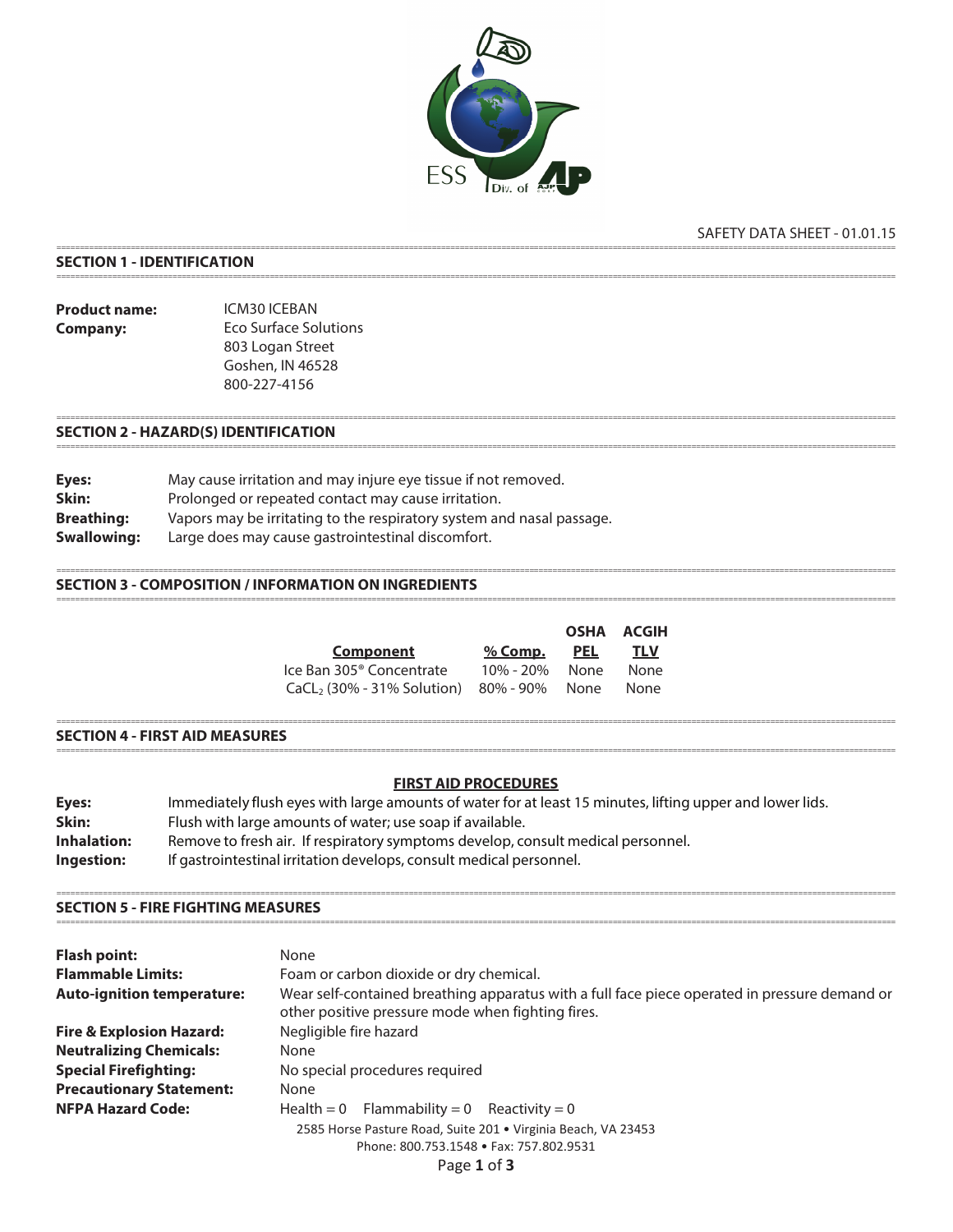SAFETY DATA SHEET - 01.01.15

## SECTION 1 - IDENTIFICATION

**Product name:** ICM30 ICEBAN

**Company:** Eco Surface Solutions
803 Logan Street
Goshen, IN 46528
800-227-4156

## SECTION 2 - HAZARD(S) IDENTIFICATION

**Eyes:** May cause irritation and may injure eye tissue if not removed.
**Skin:** Prolonged or repeated contact may cause irritation.
**Breathing:** Vapors may be irritating to the respiratory system and nasal passage.
**Swallowing:** Large does may cause gastrointestinal discomfort.

## SECTION 3 - COMPOSITION / INFORMATION ON INGREDIENTS

| Component | % Comp. | OSHA PEL | ACGIH TLV |
|---|---|---|---|
| Ice Ban 305® Concentrate | 10% - 20% | None | None |
| $CaCL_2$ (30% - 31% Solution) | 80% - 90% | None | None |

## SECTION 4 - FIRST AID MEASURES

### FIRST AID PROCEDURES

**Eyes:** Immediately flush eyes with large amounts of water for at least 15 minutes, lifting upper and lower lids.
**Skin:** Flush with large amounts of water; use soap if available.
**Inhalation:** Remove to fresh air. If respiratory symptoms develop, consult medical personnel.
**Ingestion:** If gastrointestinal irritation develops, consult medical personnel.

## SECTION 5 - FIRE FIGHTING MEASURES

**Flash point:** None
**Flammable Limits:** Foam or carbon dioxide or dry chemical.
**Auto-ignition temperature:** Wear self-contained breathing apparatus with a full face piece operated in pressure demand or other positive pressure mode when fighting fires.
**Fire & Explosion Hazard:** Negligible fire hazard
**Neutralizing Chemicals:** None
**Special Firefighting:** No special procedures required
**Precautionary Statement:** None
**NFPA Hazard Code:** Health = 0 Flammability = 0 Reactivity = 0

2585 Horse Pasture Road, Suite 201 • Virginia Beach, VA 23453
Phone: 800.753.1548 • Fax: 757.802.9531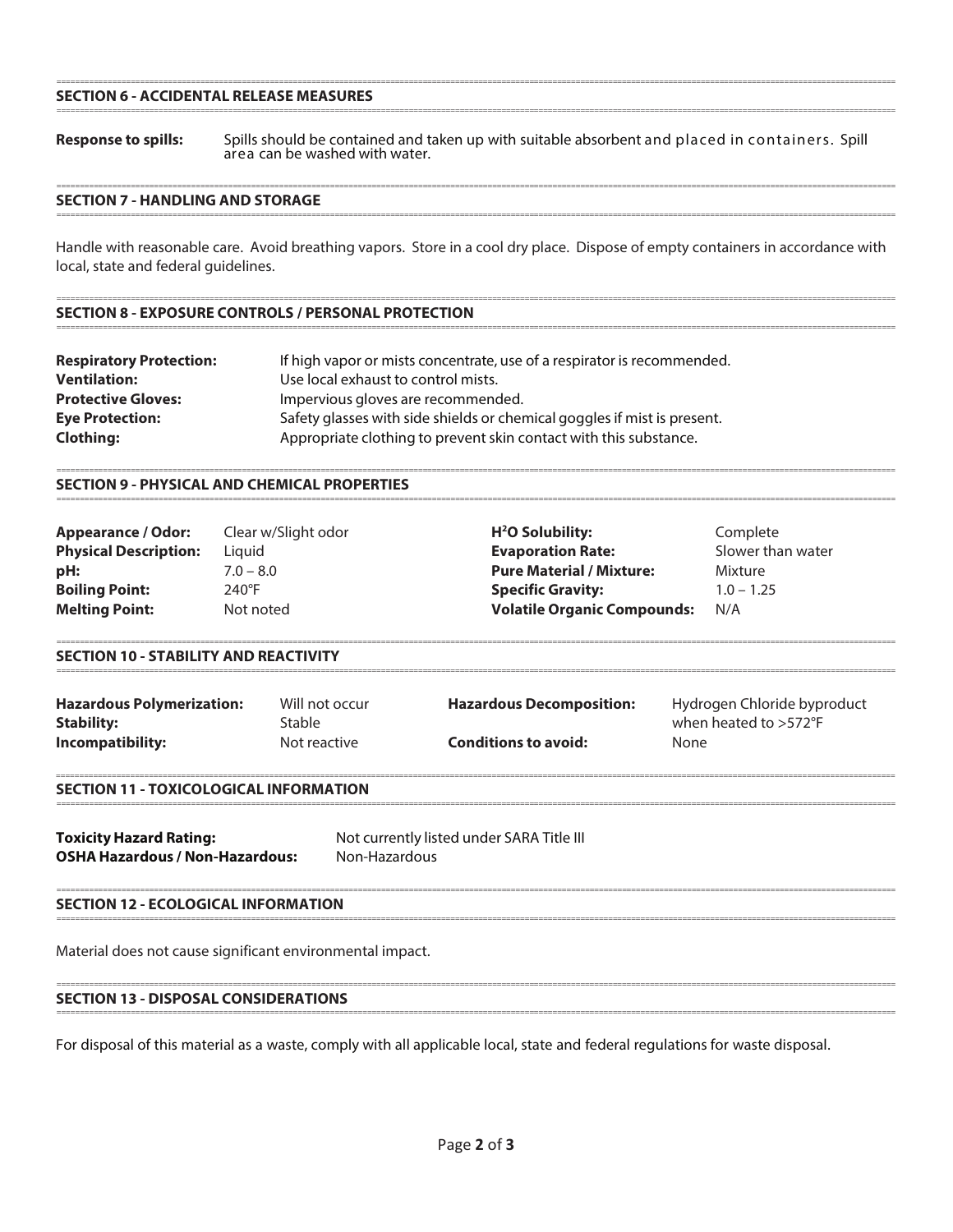## SECTION 6 - ACCIDENTAL RELEASE MEASURES

**Response to spills:** Spills should be contained and taken up with suitable absorbent and placed in containers. Spill area can be washed with water.

## SECTION 7 - HANDLING AND STORAGE

Handle with reasonable care. Avoid breathing vapors. Store in a cool dry place. Dispose of empty containers in accordance with local, state and federal guidelines.

## SECTION 8 - EXPOSURE CONTROLS / PERSONAL PROTECTION

| | |
|---|---|
| **Respiratory Protection:** | If high vapor or mists concentrate, use of a respirator is recommended. |
| **Ventilation:** | Use local exhaust to control mists. |
| **Protective Gloves:** | Impervious gloves are recommended. |
| **Eye Protection:** | Safety glasses with side shields or chemical goggles if mist is present. |
| **Clothing:** | Appropriate clothing to prevent skin contact with this substance. |

## SECTION 9 - PHYSICAL AND CHEMICAL PROPERTIES

| | | | |
|---|---|---|---|
| **Appearance / Odor:** | Clear w/Slight odor | **$H^2O$ Solubility:** | Complete |
| **Physical Description:** | Liquid | **Evaporation Rate:** | Slower than water |
| **pH:** | 7.0 – 8.0 | **Pure Material / Mixture:** | Mixture |
| **Boiling Point:** | 240°F | **Specific Gravity:** | 1.0 – 1.25 |
| **Melting Point:** | Not noted | **Volatile Organic Compounds:** | N/A |

## SECTION 10 - STABILITY AND REACTIVITY

| | | | |
|---|---|---|---|
| **Hazardous Polymerization:** | Will not occur | **Hazardous Decomposition:** | Hydrogen Chloride byproduct when heated to >572°F |
| **Stability:** | Stable | | |
| **Incompatibility:** | Not reactive | **Conditions to avoid:** | None |

## SECTION 11 - TOXICOLOGICAL INFORMATION

| | |
|---|---|
| **Toxicity Hazard Rating:** | Not currently listed under SARA Title III |
| **OSHA Hazardous / Non-Hazardous:** | Non-Hazardous |

## SECTION 12 - ECOLOGICAL INFORMATION

Material does not cause significant environmental impact.

## SECTION 13 - DISPOSAL CONSIDERATIONS

For disposal of this material as a waste, comply with all applicable local, state and federal regulations for waste disposal.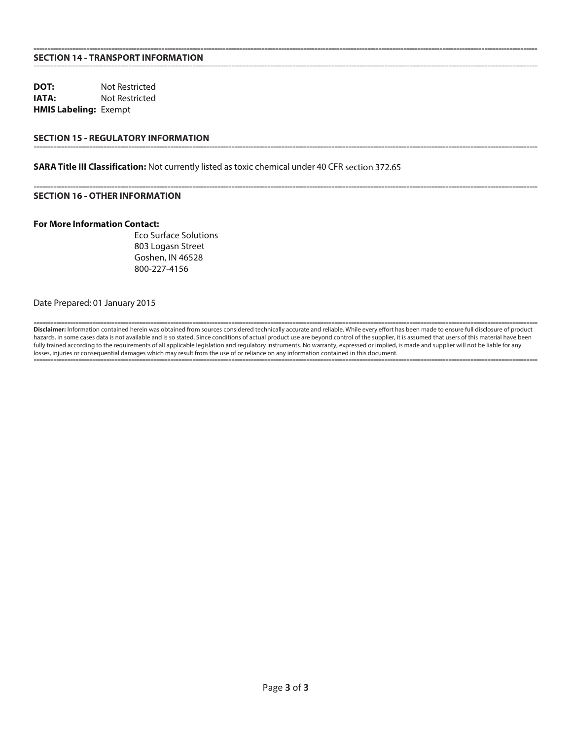## SECTION 14 - TRANSPORT INFORMATION

**DOT:** Not Restricted
**IATA:** Not Restricted
**HMIS Labeling:** Exempt

## SECTION 15 - REGULATORY INFORMATION

**SARA Title III Classification:** Not currently listed as toxic chemical under 40 CFR section 372.65

## SECTION 16 - OTHER INFORMATION

**For More Information Contact:**

Eco Surface Solutions
803 Logasn Street
Goshen, IN 46528
800-227-4156

Date Prepared: 01 January 2015

**Disclaimer:** Information contained herein was obtained from sources considered technically accurate and reliable. While every effort has been made to ensure full disclosure of product hazards, in some cases data is not available and is so stated. Since conditions of actual product use are beyond control of the supplier, it is assumed that users of this material have been fully trained according to the requirements of all applicable legislation and regulatory instruments. No warranty, expressed or implied, is made and supplier will not be liable for any losses, injuries or consequential damages which may result from the use of or reliance on any information contained in this document.